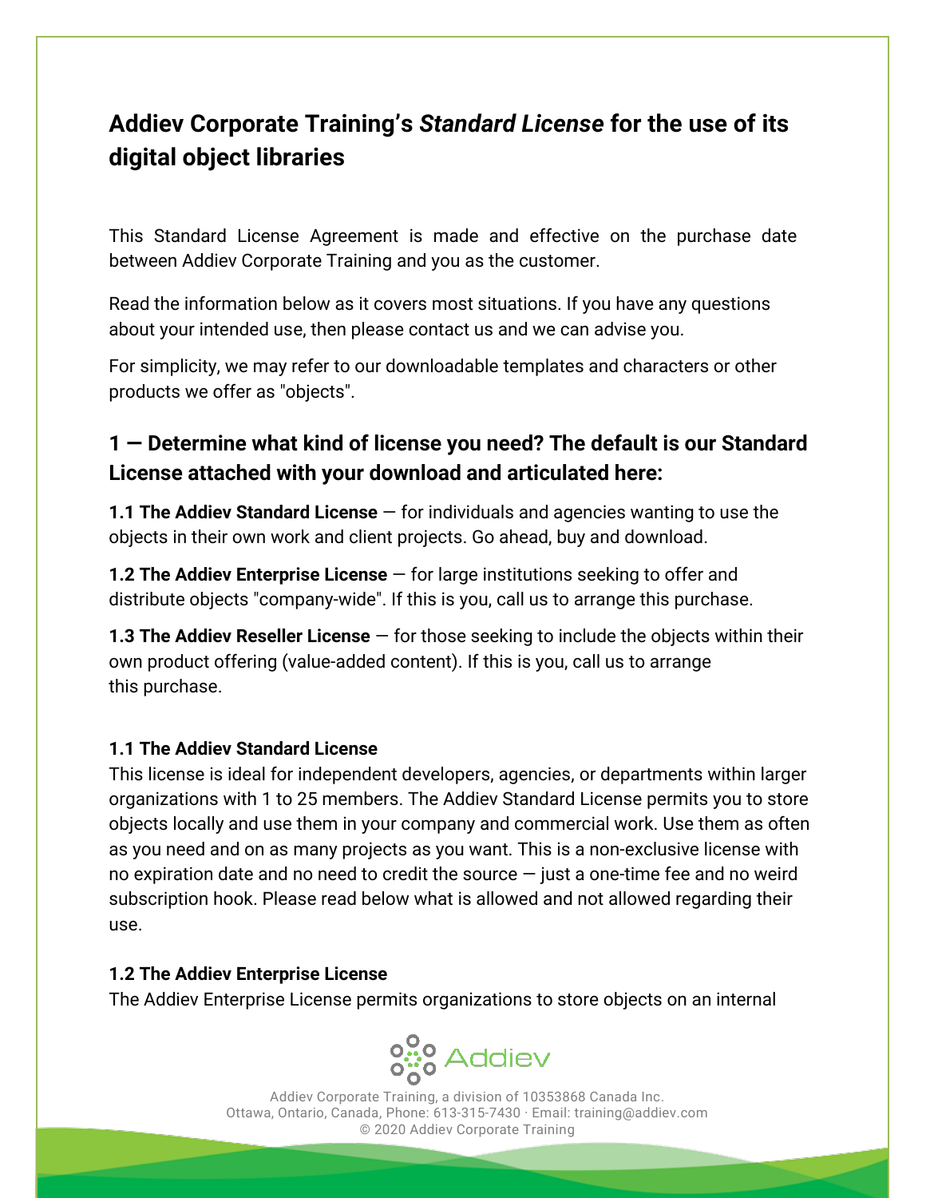# Addiev Corporate Training's *Standard License* for the use of its digital object libraries

This Standard License Agreement is made and effective on the purchase date between Addiev Corporate Training and you as the customer.

Read the information below as it covers most situations. If you have any questions about your intended use, then please contact us and we can advise you.

For simplicity, we may refer to our downloadable templates and characters or other products we offer as "objects".

## 1 — Determine what kind of license you need? The default is our Standard License attached with your download and articulated here:

**1.1 The Addiev Standard License** — for individuals and agencies wanting to use the objects in their own work and client projects. Go ahead, buy and download.

**1.2 The Addiev Enterprise License** — for large institutions seeking to offer and distribute objects "company-wide". If this is you, call us to arrange this purchase.

**1.3 The Addiev Reseller License** — for those seeking to include the objects within their own product offering (value-added content). If this is you, call us to arrange this purchase.

### 1.1 The Addiev Standard License

This license is ideal for independent developers, agencies, or departments within larger organizations with 1 to 25 members. The Addiev Standard License permits you to store objects locally and use them in your company and commercial work. Use them as often as you need and on as many projects as you want. This is a non-exclusive license with no expiration date and no need to credit the source — just a one-time fee and no weird subscription hook. Please read below what is allowed and not allowed regarding their use.

### 1.2 The Addiev Enterprise License

The Addiev Enterprise License permits organizations to store objects on an internal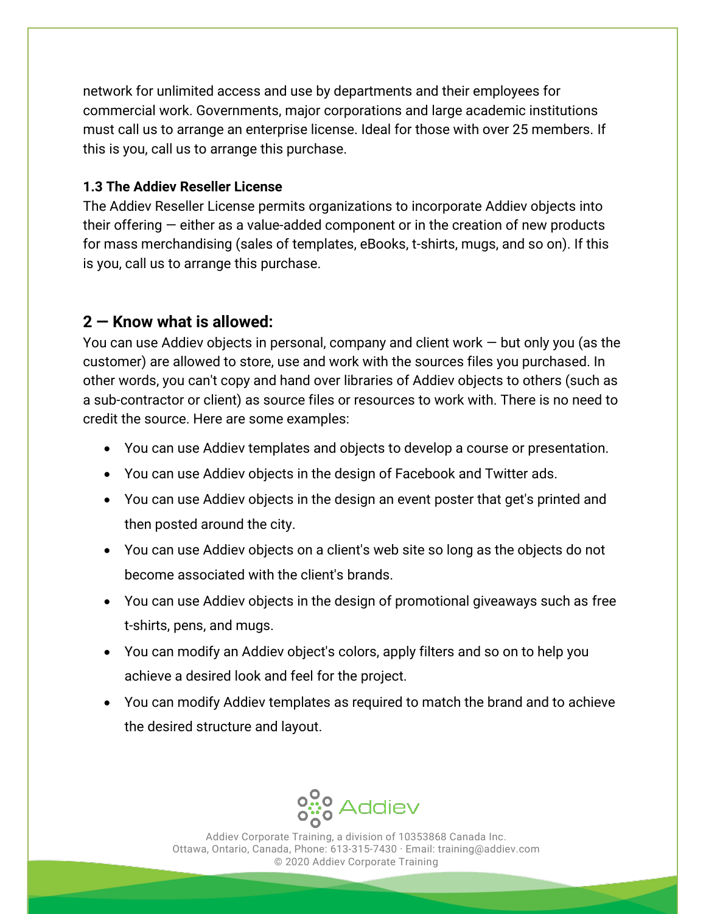network for unlimited access and use by departments and their employees for commercial work. Governments, major corporations and large academic institutions must call us to arrange an enterprise license. Ideal for those with over 25 members. If this is you, call us to arrange this purchase.

**1.3 The Addiev Reseller License**

The Addiev Reseller License permits organizations to incorporate Addiev objects into their offering — either as a value-added component or in the creation of new products for mass merchandising (sales of templates, eBooks, t-shirts, mugs, and so on). If this is you, call us to arrange this purchase.

## 2 — Know what is allowed:

You can use Addiev objects in personal, company and client work — but only you (as the customer) are allowed to store, use and work with the sources files you purchased. In other words, you can't copy and hand over libraries of Addiev objects to others (such as a sub-contractor or client) as source files or resources to work with. There is no need to credit the source. Here are some examples:

- You can use Addiev templates and objects to develop a course or presentation.
- You can use Addiev objects in the design of Facebook and Twitter ads.
- You can use Addiev objects in the design an event poster that get's printed and then posted around the city.
- You can use Addiev objects on a client's web site so long as the objects do not become associated with the client's brands.
- You can use Addiev objects in the design of promotional giveaways such as free t-shirts, pens, and mugs.
- You can modify an Addiev object's colors, apply filters and so on to help you achieve a desired look and feel for the project.
- You can modify Addiev templates as required to match the brand and to achieve the desired structure and layout.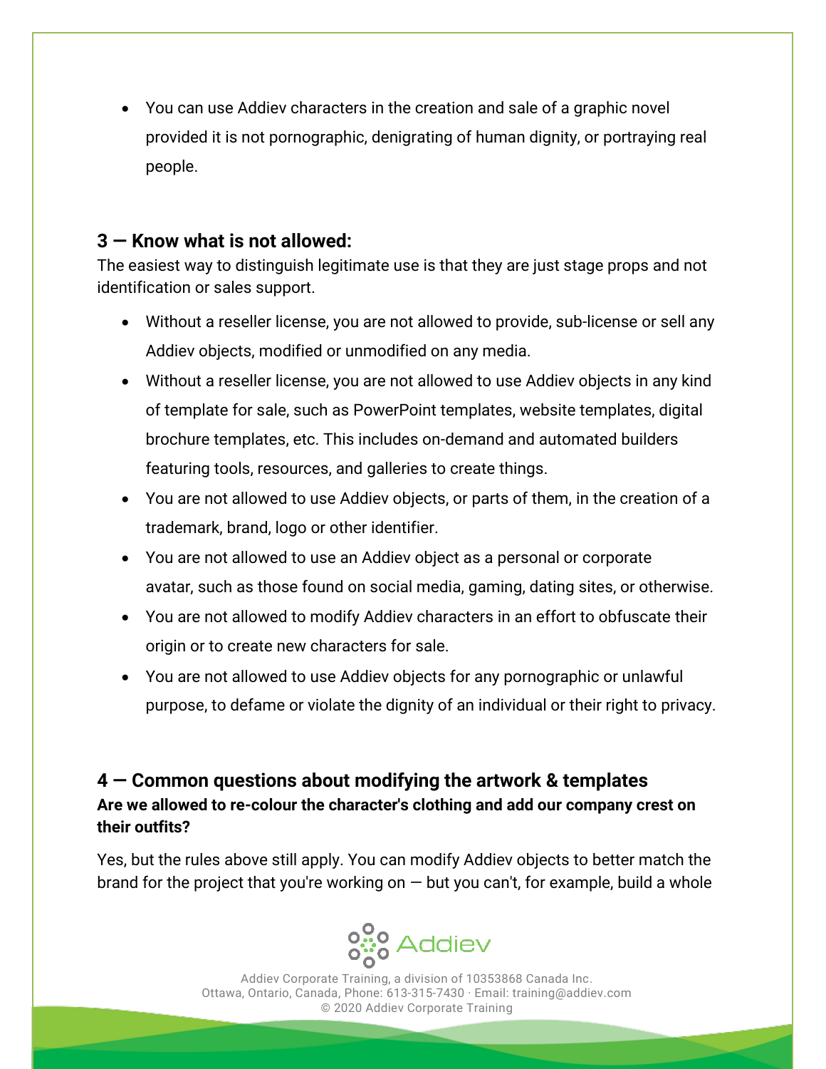- You can use Addiev characters in the creation and sale of a graphic novel provided it is not pornographic, denigrating of human dignity, or portraying real people.

## 3 — Know what is not allowed:

The easiest way to distinguish legitimate use is that they are just stage props and not identification or sales support.

- Without a reseller license, you are not allowed to provide, sub-license or sell any Addiev objects, modified or unmodified on any media.
- Without a reseller license, you are not allowed to use Addiev objects in any kind of template for sale, such as PowerPoint templates, website templates, digital brochure templates, etc. This includes on-demand and automated builders featuring tools, resources, and galleries to create things.
- You are not allowed to use Addiev objects, or parts of them, in the creation of a trademark, brand, logo or other identifier.
- You are not allowed to use an Addiev object as a personal or corporate avatar, such as those found on social media, gaming, dating sites, or otherwise.
- You are not allowed to modify Addiev characters in an effort to obfuscate their origin or to create new characters for sale.
- You are not allowed to use Addiev objects for any pornographic or unlawful purpose, to defame or violate the dignity of an individual or their right to privacy.

## 4 — Common questions about modifying the artwork & templates

**Are we allowed to re-colour the character's clothing and add our company crest on their outfits?**

Yes, but the rules above still apply. You can modify Addiev objects to better match the brand for the project that you're working on — but you can't, for example, build a whole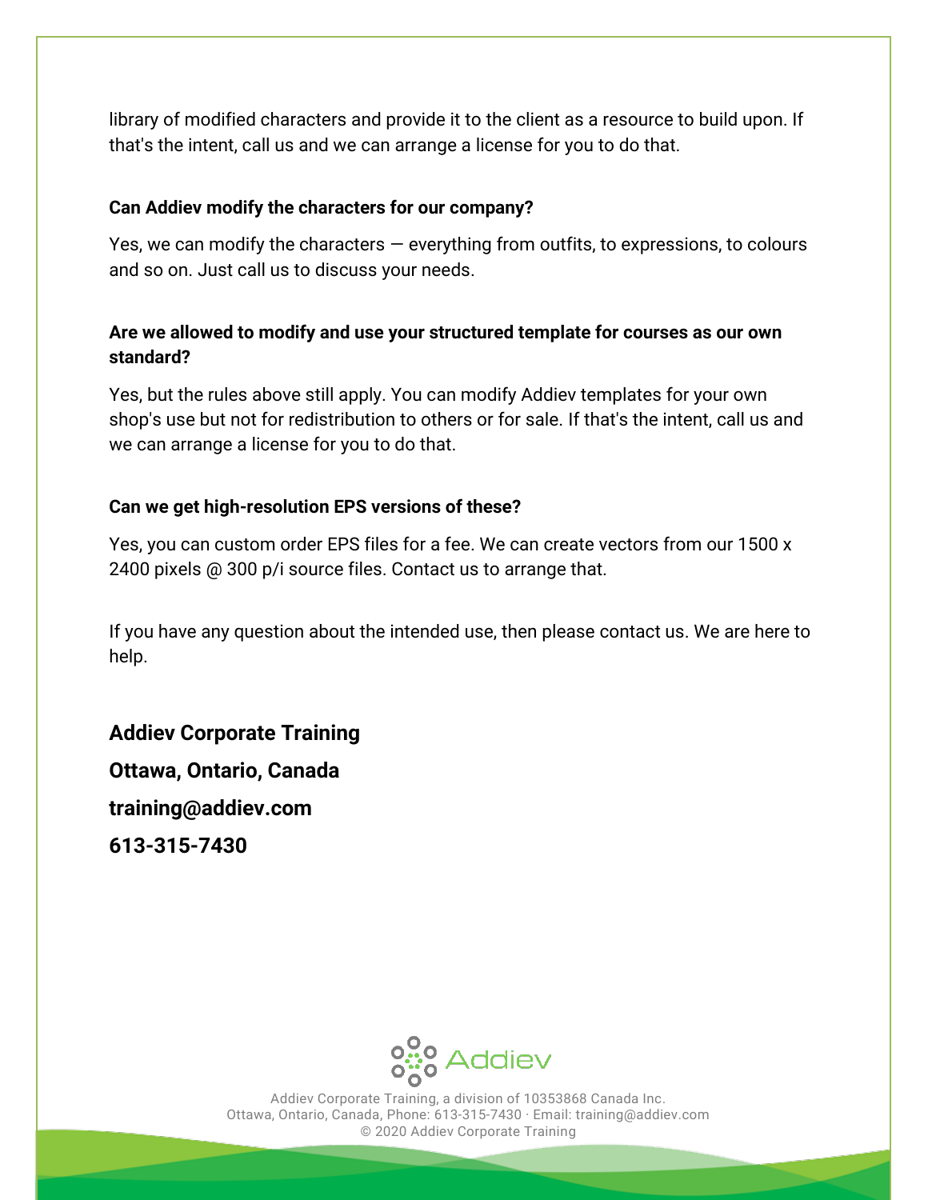library of modified characters and provide it to the client as a resource to build upon. If that's the intent, call us and we can arrange a license for you to do that.

**Can Addiev modify the characters for our company?**

Yes, we can modify the characters — everything from outfits, to expressions, to colours and so on. Just call us to discuss your needs.

**Are we allowed to modify and use your structured template for courses as our own standard?**

Yes, but the rules above still apply. You can modify Addiev templates for your own shop's use but not for redistribution to others or for sale. If that's the intent, call us and we can arrange a license for you to do that.

**Can we get high-resolution EPS versions of these?**

Yes, you can custom order EPS files for a fee. We can create vectors from our 1500 x 2400 pixels @ 300 p/i source files. Contact us to arrange that.

If you have any question about the intended use, then please contact us. We are here to help.

**Addiev Corporate Training**

**Ottawa, Ontario, Canada**

**training@addiev.com**

**613-315-7430**